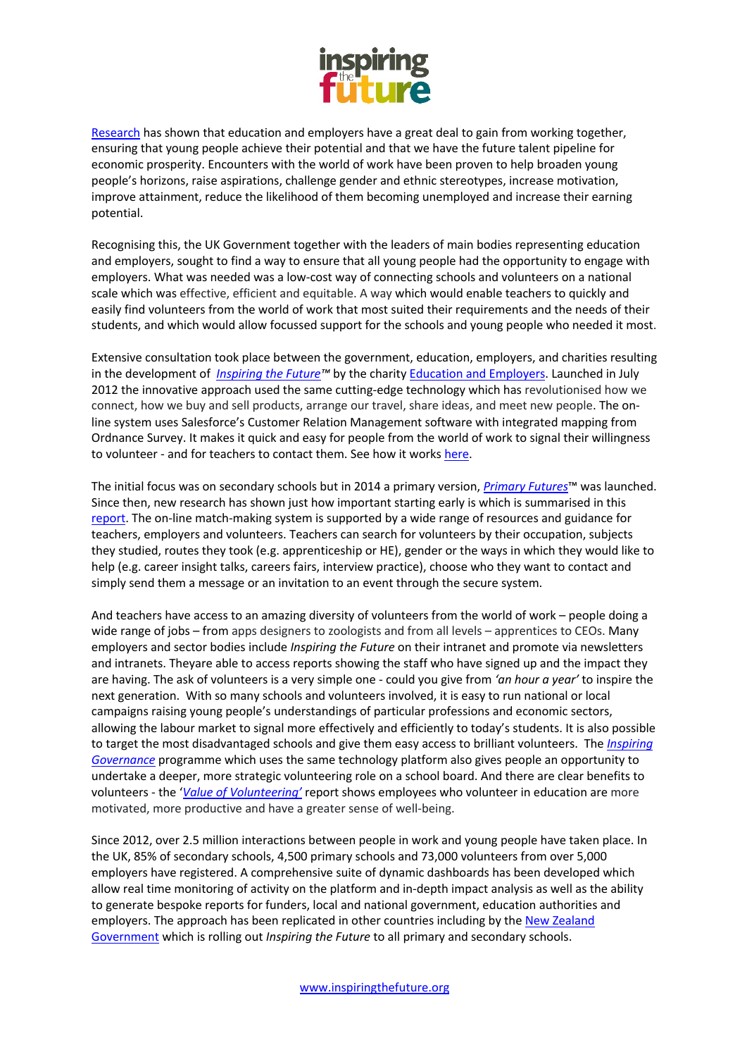Research has shown that education and employers have a great deal to gain from working together, ensuring that young people achieve their potential and that we have the future talent pipeline for economic prosperity. Encounters with the world of work have been proven to help broaden young people's horizons, raise aspirations, challenge gender and ethnic stereotypes, increase motivation, improve attainment, reduce the likelihood of them becoming unemployed and increase their earning potential.

Recognising this, the UK Government together with the leaders of main bodies representing education and employers, sought to find a way to ensure that all young people had the opportunity to engage with employers. What was needed was a low-cost way of connecting schools and volunteers on a national scale which was effective, efficient and equitable. A way which would enable teachers to quickly and easily find volunteers from the world of work that most suited their requirements and the needs of their students, and which would allow focussed support for the schools and young people who needed it most.

Extensive consultation took place between the government, education, employers, and charities resulting in the development of *Inspiring the Future*™ by the charity Education and Employers. Launched in July 2012 the innovative approach used the same cutting-edge technology which has revolutionised how we connect, how we buy and sell products, arrange our travel, share ideas, and meet new people. The on-line system uses Salesforce's Customer Relation Management software with integrated mapping from Ordnance Survey. It makes it quick and easy for people from the world of work to signal their willingness to volunteer - and for teachers to contact them. See how it works here.

The initial focus was on secondary schools but in 2014 a primary version, *Primary Futures*™ was launched. Since then, new research has shown just how important starting early is which is summarised in this report. The on-line match-making system is supported by a wide range of resources and guidance for teachers, employers and volunteers. Teachers can search for volunteers by their occupation, subjects they studied, routes they took (e.g. apprenticeship or HE), gender or the ways in which they would like to help (e.g. career insight talks, careers fairs, interview practice), choose who they want to contact and simply send them a message or an invitation to an event through the secure system.

And teachers have access to an amazing diversity of volunteers from the world of work – people doing a wide range of jobs – from apps designers to zoologists and from all levels – apprentices to CEOs. Many employers and sector bodies include *Inspiring the Future* on their intranet and promote via newsletters and intranets. Theyare able to access reports showing the staff who have signed up and the impact they are having. The ask of volunteers is a very simple one - could you give from *'an hour a year'* to inspire the next generation. With so many schools and volunteers involved, it is easy to run national or local campaigns raising young people's understandings of particular professions and economic sectors, allowing the labour market to signal more effectively and efficiently to today's students. It is also possible to target the most disadvantaged schools and give them easy access to brilliant volunteers. The *Inspiring Governance* programme which uses the same technology platform also gives people an opportunity to undertake a deeper, more strategic volunteering role on a school board. And there are clear benefits to volunteers - the '*Value of Volunteering'* report shows employees who volunteer in education are more motivated, more productive and have a greater sense of well-being.

Since 2012, over 2.5 million interactions between people in work and young people have taken place. In the UK, 85% of secondary schools, 4,500 primary schools and 73,000 volunteers from over 5,000 employers have registered. A comprehensive suite of dynamic dashboards has been developed which allow real time monitoring of activity on the platform and in-depth impact analysis as well as the ability to generate bespoke reports for funders, local and national government, education authorities and employers. The approach has been replicated in other countries including by the New Zealand Government which is rolling out *Inspiring the Future* to all primary and secondary schools.

www.inspiringthefuture.org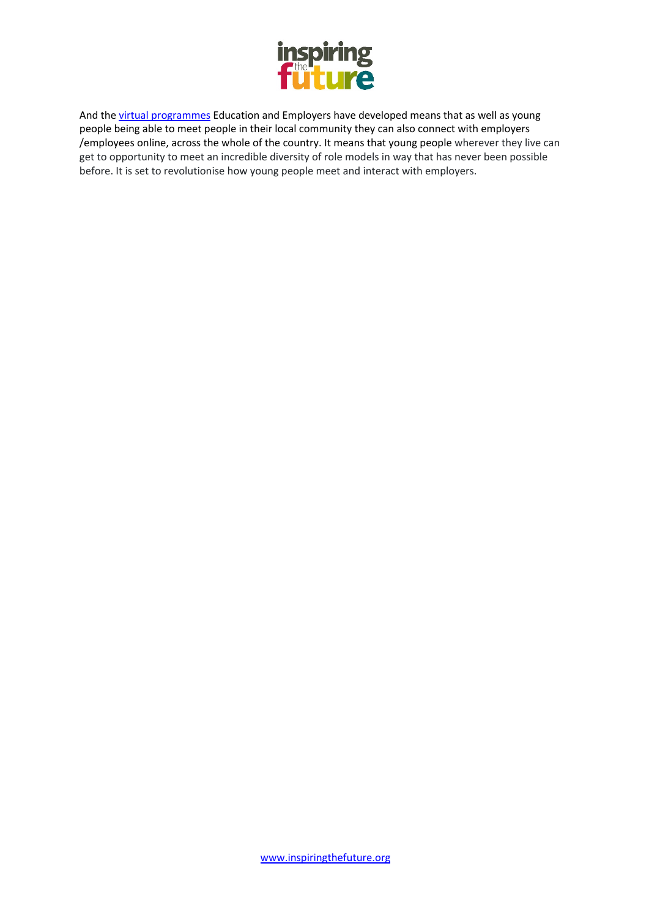And the virtual programmes Education and Employers have developed means that as well as young people being able to meet people in their local community they can also connect with employers /employees online, across the whole of the country. It means that young people wherever they live can get to opportunity to meet an incredible diversity of role models in way that has never been possible before. It is set to revolutionise how young people meet and interact with employers.